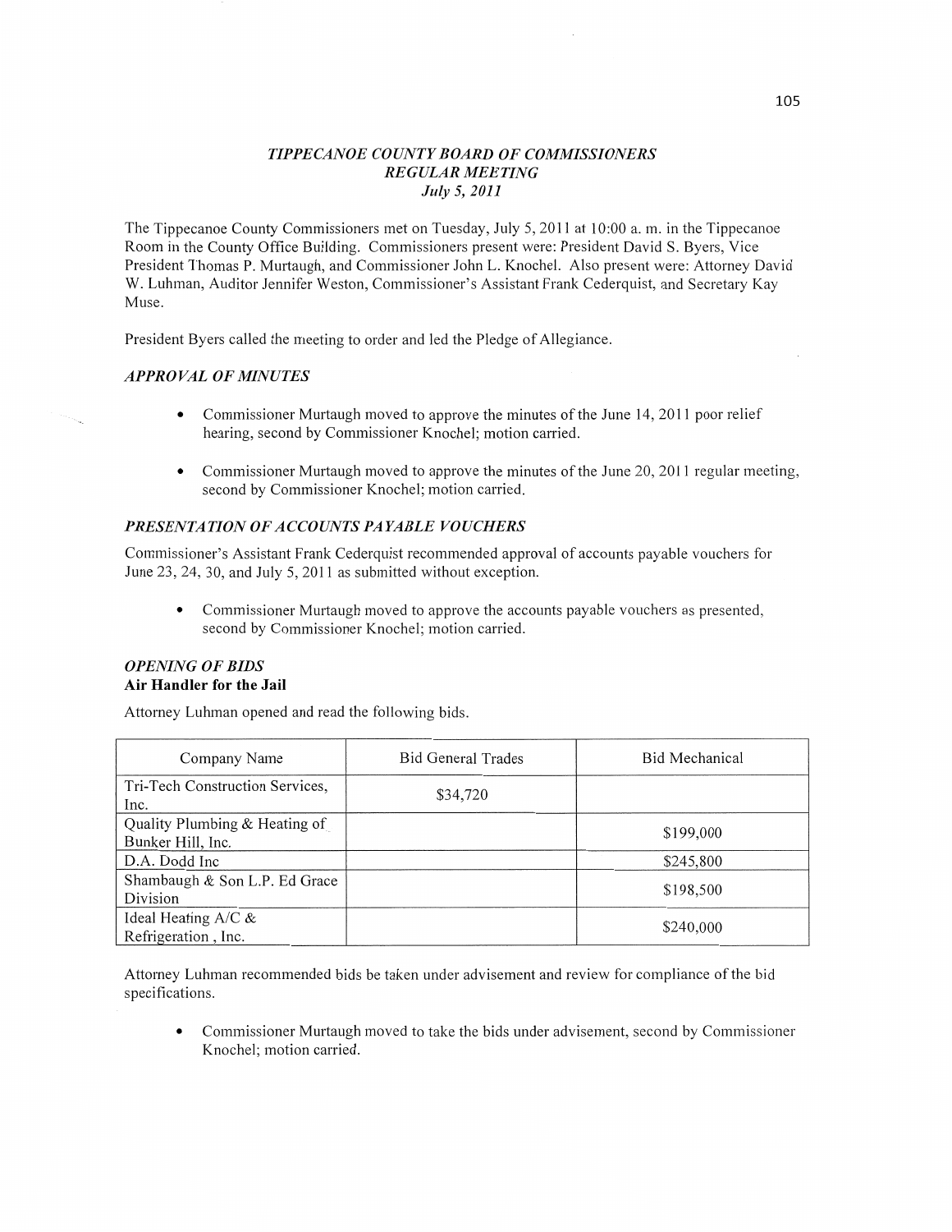# *TIPPECANOE COUNTY BOARD OF COMMISSIONERS*
## *REGULAR MEETING*
### *July 5, 2011*

The Tippecanoe County Commissioners met on Tuesday, July 5, 2011 at 10:00 a. m. in the Tippecanoe Room in the County Office Building. Commissioners present were: President David S. Byers, Vice President Thomas P. Murtaugh, and Commissioner John L. Knochel. Also present were: Attorney David W. Luhman, Auditor Jennifer Weston, Commissioner's Assistant Frank Cederquist, and Secretary Kay Muse.

President Byers called the meeting to order and led the Pledge of Allegiance.

### *APPROVAL OF MINUTES*

- Commissioner Murtaugh moved to approve the minutes of the June 14, 2011 poor relief hearing, second by Commissioner Knochel; motion carried.
- Commissioner Murtaugh moved to approve the minutes of the June 20, 2011 regular meeting, second by Commissioner Knochel; motion carried.

### *PRESENTATION OF ACCOUNTS PAYABLE VOUCHERS*

Commissioner's Assistant Frank Cederquist recommended approval of accounts payable vouchers for June 23, 24, 30, and July 5, 2011 as submitted without exception.

- Commissioner Murtaugh moved to approve the accounts payable vouchers as presented, second by Commissioner Knochel; motion carried.

### *OPENING OF BIDS*
**Air Handler for the Jail**

Attorney Luhman opened and read the following bids.

| Company Name | Bid General Trades | Bid Mechanical |
|---|---|---|
| Tri-Tech Construction Services, Inc. | $34,720 | |
| Quality Plumbing & Heating of Bunker Hill, Inc. | | $199,000 |
| D.A. Dodd Inc | | $245,800 |
| Shambaugh & Son L.P. Ed Grace Division | | $198,500 |
| Ideal Heating A/C & Refrigeration , Inc. | | $240,000 |

Attorney Luhman recommended bids be taken under advisement and review for compliance of the bid specifications.

- Commissioner Murtaugh moved to take the bids under advisement, second by Commissioner Knochel; motion carried.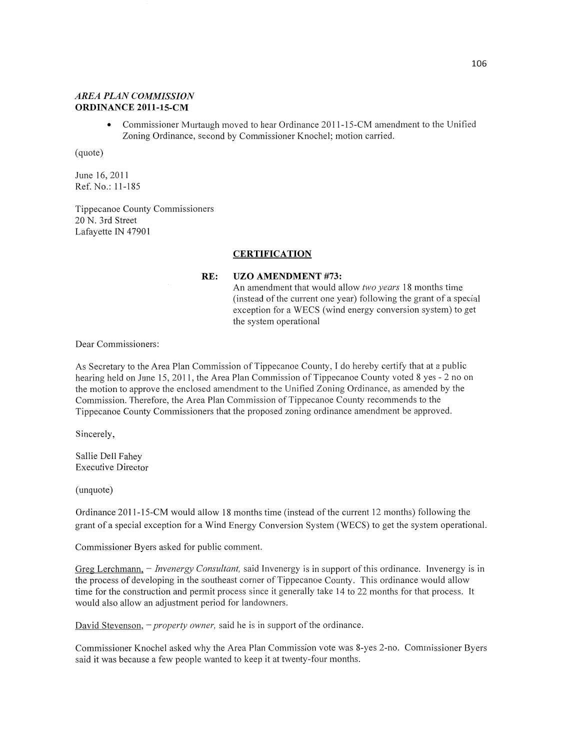### *AREA PLAN COMMISSION*
**ORDINANCE 2011-15-CM**

- Commissioner Murtaugh moved to hear Ordinance 2011-15-CM amendment to the Unified Zoning Ordinance, second by Commissioner Knochel; motion carried.

(quote)

June 16, 2011
Ref. No.: 11-185

Tippecanoe County Commissioners
20 N. 3rd Street
Lafayette IN 47901

**CERTIFICATION**

**RE: UZO AMENDMENT #73:**
An amendment that would allow *two years* 18 months time (instead of the current one year) following the grant of a special exception for a WECS (wind energy conversion system) to get the system operational

Dear Commissioners:

As Secretary to the Area Plan Commission of Tippecanoe County, I do hereby certify that at a public hearing held on June 15, 2011, the Area Plan Commission of Tippecanoe County voted 8 yes - 2 no on the motion to approve the enclosed amendment to the Unified Zoning Ordinance, as amended by the Commission. Therefore, the Area Plan Commission of Tippecanoe County recommends to the Tippecanoe County Commissioners that the proposed zoning ordinance amendment be approved.

Sincerely,

Sallie Dell Fahey
Executive Director

(unquote)

Ordinance 2011-15-CM would allow 18 months time (instead of the current 12 months) following the grant of a special exception for a Wind Energy Conversion System (WECS) to get the system operational.

Commissioner Byers asked for public comment.

Greg Lerchmann, – *Invenergy Consultant,* said Invenergy is in support of this ordinance. Invenergy is in the process of developing in the southeast corner of Tippecanoe County. This ordinance would allow time for the construction and permit process since it generally take 14 to 22 months for that process. It would also allow an adjustment period for landowners.

David Stevenson, – *property owner,* said he is in support of the ordinance.

Commissioner Knochel asked why the Area Plan Commission vote was 8-yes 2-no. Commissioner Byers said it was because a few people wanted to keep it at twenty-four months.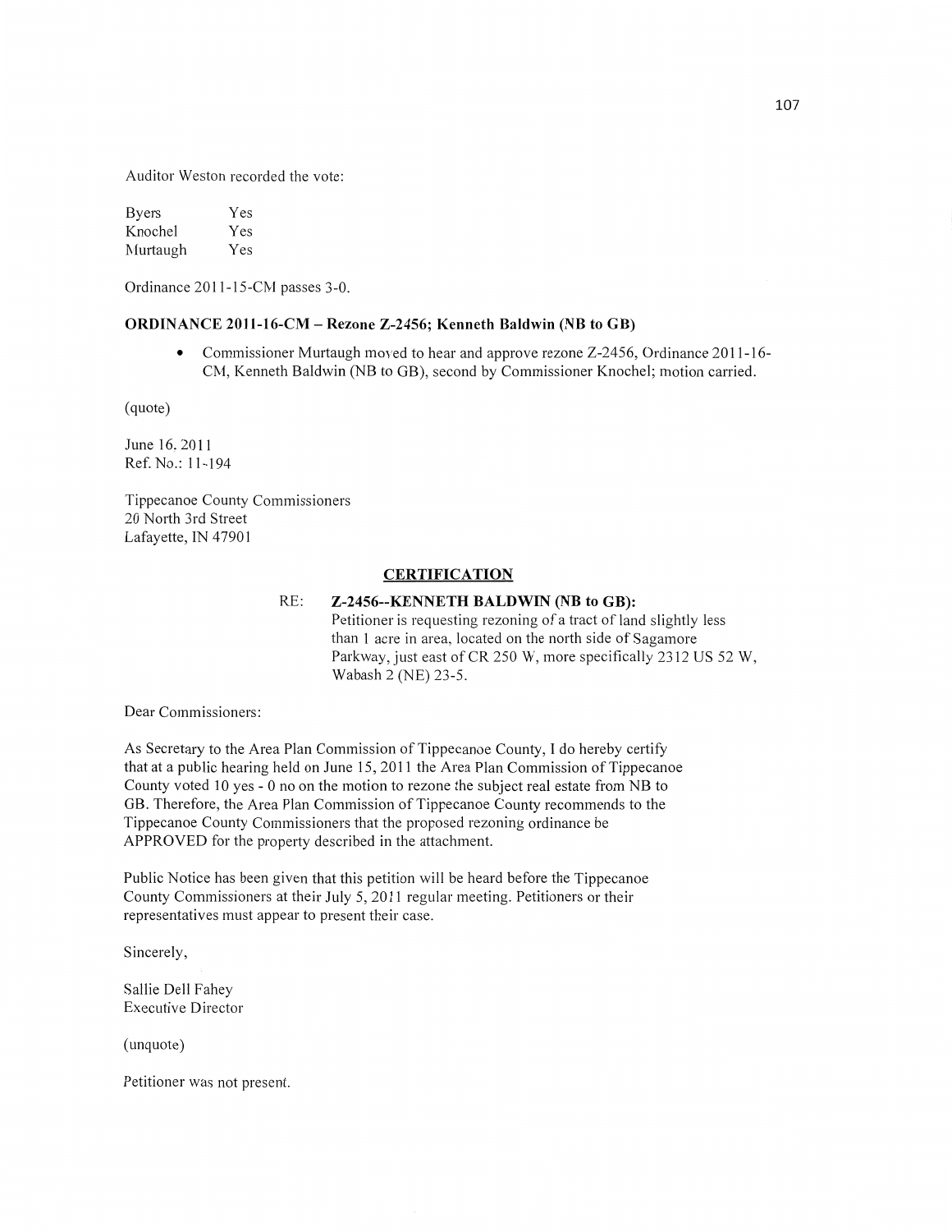Auditor Weston recorded the vote:

| | |
|---|---|
| Byers | Yes |
| Knochel | Yes |
| Murtaugh | Yes |

Ordinance 2011-15-CM passes 3-0.

**ORDINANCE 2011-16-CM – Rezone Z-2456; Kenneth Baldwin (NB to GB)**

- Commissioner Murtaugh moved to hear and approve rezone Z-2456, Ordinance 2011-16-CM, Kenneth Baldwin (NB to GB), second by Commissioner Knochel; motion carried.

(quote)

June 16, 2011
Ref. No.: 11-194

Tippecanoe County Commissioners
20 North 3rd Street
Lafayette, IN 47901

**CERTIFICATION**

RE: **Z-2456--KENNETH BALDWIN (NB to GB):**
Petitioner is requesting rezoning of a tract of land slightly less than 1 acre in area, located on the north side of Sagamore Parkway, just east of CR 250 W, more specifically 2312 US 52 W, Wabash 2 (NE) 23-5.

Dear Commissioners:

As Secretary to the Area Plan Commission of Tippecanoe County, I do hereby certify that at a public hearing held on June 15, 2011 the Area Plan Commission of Tippecanoe County voted 10 yes - 0 no on the motion to rezone the subject real estate from NB to GB. Therefore, the Area Plan Commission of Tippecanoe County recommends to the Tippecanoe County Commissioners that the proposed rezoning ordinance be APPROVED for the property described in the attachment.

Public Notice has been given that this petition will be heard before the Tippecanoe County Commissioners at their July 5, 2011 regular meeting. Petitioners or their representatives must appear to present their case.

Sincerely,

Sallie Dell Fahey
Executive Director

(unquote)

Petitioner was not present.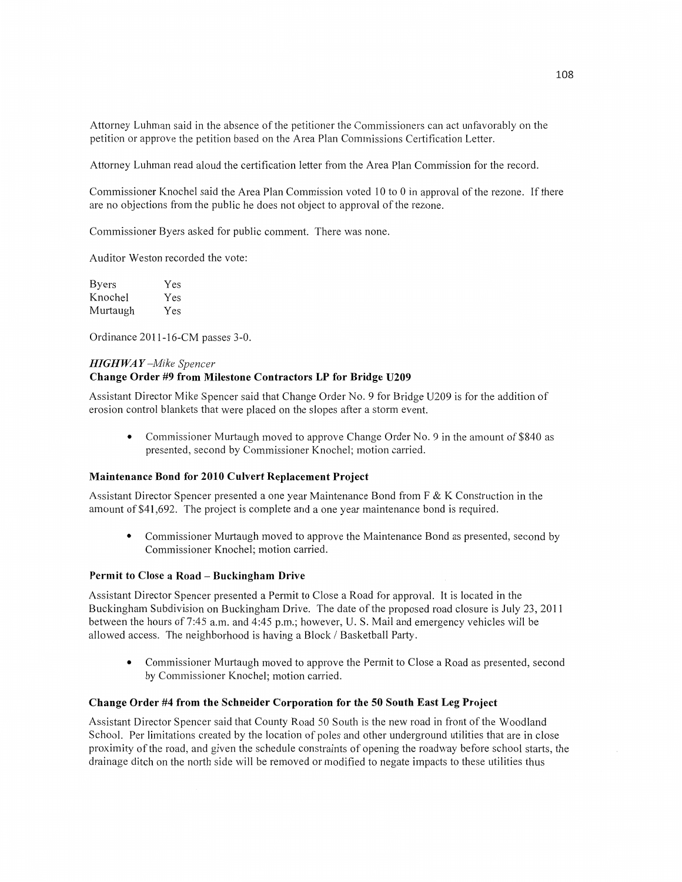Attorney Luhman said in the absence of the petitioner the Commissioners can act unfavorably on the petition or approve the petition based on the Area Plan Commissions Certification Letter.

Attorney Luhman read aloud the certification letter from the Area Plan Commission for the record.

Commissioner Knochel said the Area Plan Commission voted 10 to 0 in approval of the rezone. If there are no objections from the public he does not object to approval of the rezone.

Commissioner Byers asked for public comment. There was none.

Auditor Weston recorded the vote:

| | |
|---|---|
| Byers | Yes |
| Knochel | Yes |
| Murtaugh | Yes |

Ordinance 2011-16-CM passes 3-0.

*HIGHWAY –Mike Spencer*

**Change Order #9 from Milestone Contractors LP for Bridge U209**

Assistant Director Mike Spencer said that Change Order No. 9 for Bridge U209 is for the addition of erosion control blankets that were placed on the slopes after a storm event.

- Commissioner Murtaugh moved to approve Change Order No. 9 in the amount of $840 as presented, second by Commissioner Knochel; motion carried.

**Maintenance Bond for 2010 Culvert Replacement Project**

Assistant Director Spencer presented a one year Maintenance Bond from F & K Construction in the amount of $41,692. The project is complete and a one year maintenance bond is required.

- Commissioner Murtaugh moved to approve the Maintenance Bond as presented, second by Commissioner Knochel; motion carried.

**Permit to Close a Road – Buckingham Drive**

Assistant Director Spencer presented a Permit to Close a Road for approval. It is located in the Buckingham Subdivision on Buckingham Drive. The date of the proposed road closure is July 23, 2011 between the hours of 7:45 a.m. and 4:45 p.m.; however, U. S. Mail and emergency vehicles will be allowed access. The neighborhood is having a Block / Basketball Party.

- Commissioner Murtaugh moved to approve the Permit to Close a Road as presented, second by Commissioner Knochel; motion carried.

**Change Order #4 from the Schneider Corporation for the 50 South East Leg Project**

Assistant Director Spencer said that County Road 50 South is the new road in front of the Woodland School. Per limitations created by the location of poles and other underground utilities that are in close proximity of the road, and given the schedule constraints of opening the roadway before school starts, the drainage ditch on the north side will be removed or modified to negate impacts to these utilities thus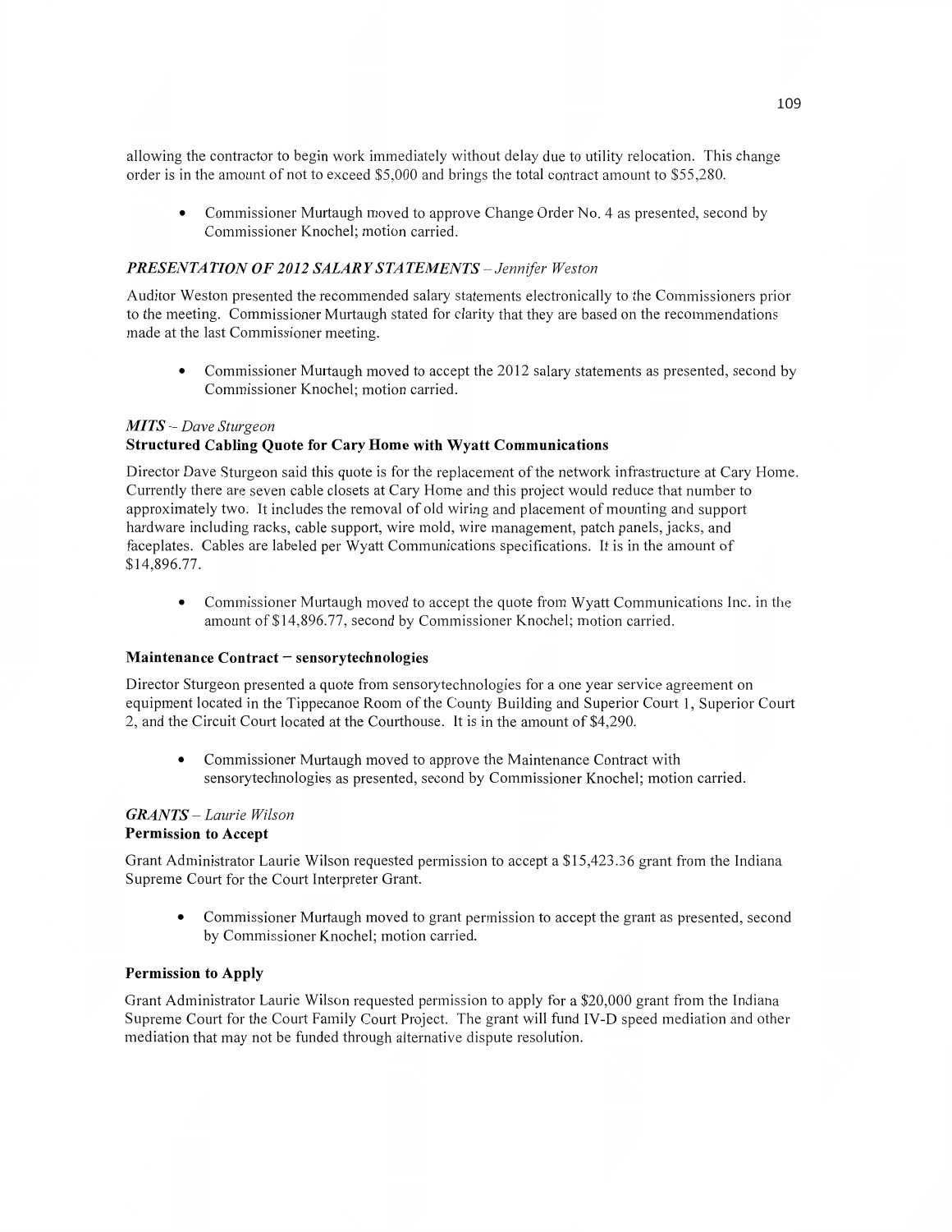allowing the contractor to begin work immediately without delay due to utility relocation. This change order is in the amount of not to exceed $5,000 and brings the total contract amount to $55,280.

- Commissioner Murtaugh moved to approve Change Order No. 4 as presented, second by Commissioner Knochel; motion carried.

### *PRESENTATION OF 2012 SALARY STATEMENTS – Jennifer Weston*

Auditor Weston presented the recommended salary statements electronically to the Commissioners prior to the meeting. Commissioner Murtaugh stated for clarity that they are based on the recommendations made at the last Commissioner meeting.

- Commissioner Murtaugh moved to accept the 2012 salary statements as presented, second by Commissioner Knochel; motion carried.

### *MITS – Dave Sturgeon*

**Structured Cabling Quote for Cary Home with Wyatt Communications**

Director Dave Sturgeon said this quote is for the replacement of the network infrastructure at Cary Home. Currently there are seven cable closets at Cary Home and this project would reduce that number to approximately two. It includes the removal of old wiring and placement of mounting and support hardware including racks, cable support, wire mold, wire management, patch panels, jacks, and faceplates. Cables are labeled per Wyatt Communications specifications. It is in the amount of $14,896.77.

- Commissioner Murtaugh moved to accept the quote from Wyatt Communications Inc. in the amount of $14,896.77, second by Commissioner Knochel; motion carried.

**Maintenance Contract – sensorytechnologies**

Director Sturgeon presented a quote from sensorytechnologies for a one year service agreement on equipment located in the Tippecanoe Room of the County Building and Superior Court 1, Superior Court 2, and the Circuit Court located at the Courthouse. It is in the amount of $4,290.

- Commissioner Murtaugh moved to approve the Maintenance Contract with sensorytechnologies as presented, second by Commissioner Knochel; motion carried.

### *GRANTS – Laurie Wilson*

**Permission to Accept**

Grant Administrator Laurie Wilson requested permission to accept a $15,423.36 grant from the Indiana Supreme Court for the Court Interpreter Grant.

- Commissioner Murtaugh moved to grant permission to accept the grant as presented, second by Commissioner Knochel; motion carried.

**Permission to Apply**

Grant Administrator Laurie Wilson requested permission to apply for a $20,000 grant from the Indiana Supreme Court for the Court Family Court Project. The grant will fund IV-D speed mediation and other mediation that may not be funded through alternative dispute resolution.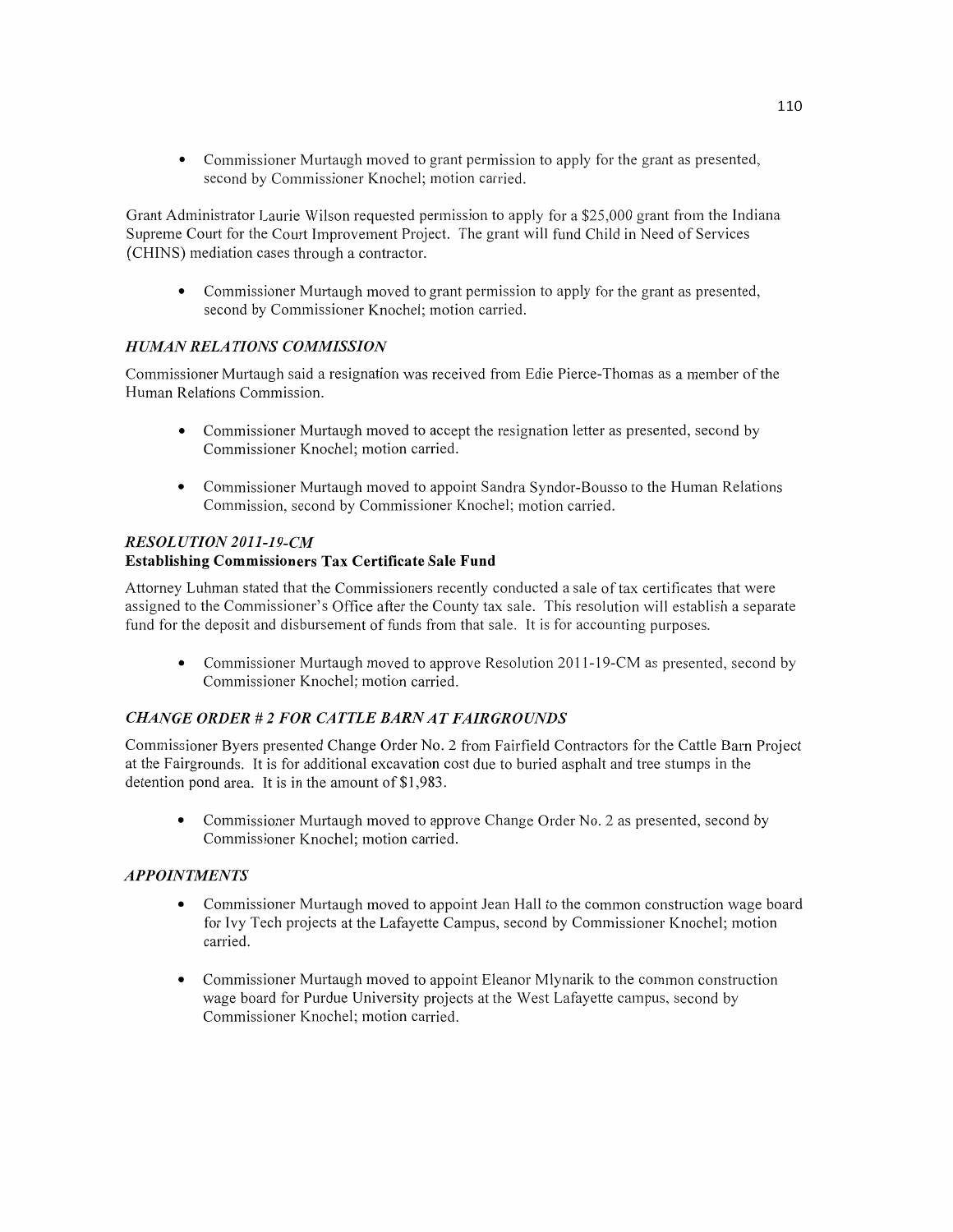- Commissioner Murtaugh moved to grant permission to apply for the grant as presented, second by Commissioner Knochel; motion carried.

Grant Administrator Laurie Wilson requested permission to apply for a $25,000 grant from the Indiana Supreme Court for the Court Improvement Project. The grant will fund Child in Need of Services (CHINS) mediation cases through a contractor.

- Commissioner Murtaugh moved to grant permission to apply for the grant as presented, second by Commissioner Knochel; motion carried.

### *HUMAN RELATIONS COMMISSION*

Commissioner Murtaugh said a resignation was received from Edie Pierce-Thomas as a member of the Human Relations Commission.

- Commissioner Murtaugh moved to accept the resignation letter as presented, second by Commissioner Knochel; motion carried.

- Commissioner Murtaugh moved to appoint Sandra Syndor-Bousso to the Human Relations Commission, second by Commissioner Knochel; motion carried.

### *RESOLUTION 2011-19-CM*
**Establishing Commissioners Tax Certificate Sale Fund**

Attorney Luhman stated that the Commissioners recently conducted a sale of tax certificates that were assigned to the Commissioner's Office after the County tax sale. This resolution will establish a separate fund for the deposit and disbursement of funds from that sale. It is for accounting purposes.

- Commissioner Murtaugh moved to approve Resolution 2011-19-CM as presented, second by Commissioner Knochel; motion carried.

### *CHANGE ORDER # 2 FOR CATTLE BARN AT FAIRGROUNDS*

Commissioner Byers presented Change Order No. 2 from Fairfield Contractors for the Cattle Barn Project at the Fairgrounds. It is for additional excavation cost due to buried asphalt and tree stumps in the detention pond area. It is in the amount of $1,983.

- Commissioner Murtaugh moved to approve Change Order No. 2 as presented, second by Commissioner Knochel; motion carried.

### *APPOINTMENTS*

- Commissioner Murtaugh moved to appoint Jean Hall to the common construction wage board for Ivy Tech projects at the Lafayette Campus, second by Commissioner Knochel; motion carried.

- Commissioner Murtaugh moved to appoint Eleanor Mlynarik to the common construction wage board for Purdue University projects at the West Lafayette campus, second by Commissioner Knochel; motion carried.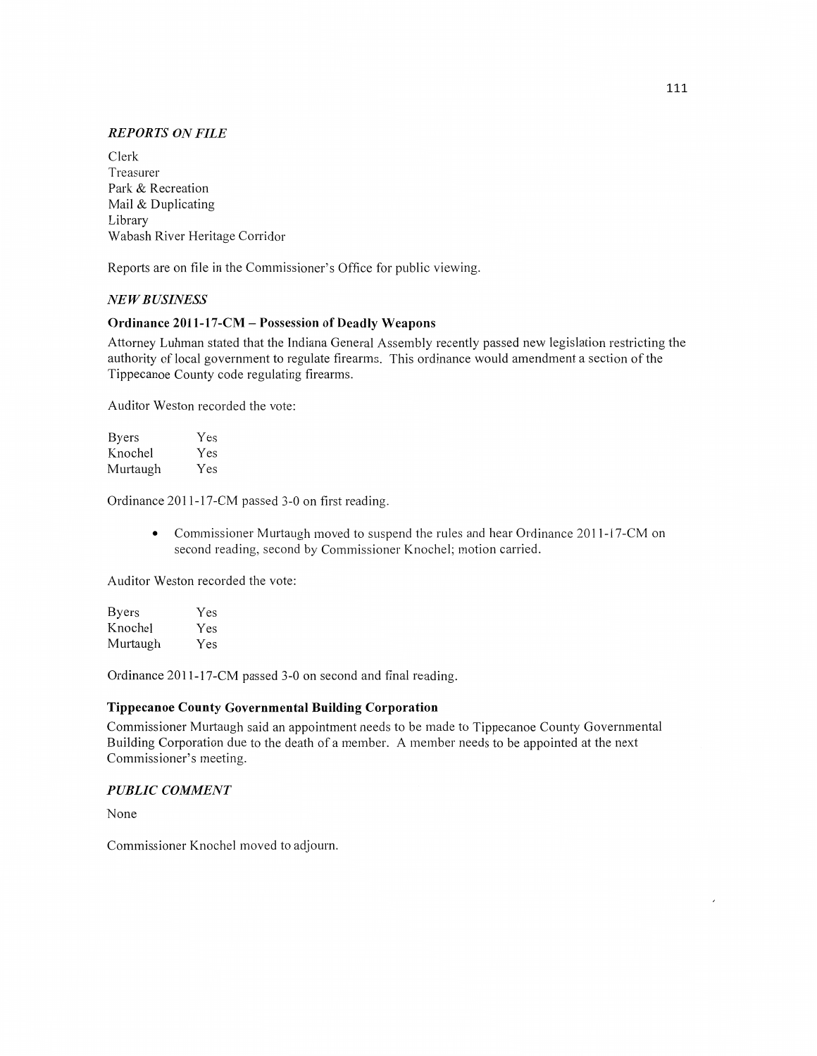*REPORTS ON FILE*

Clerk
Treasurer
Park & Recreation
Mail & Duplicating
Library
Wabash River Heritage Corridor

Reports are on file in the Commissioner's Office for public viewing.

*NEW BUSINESS*

**Ordinance 2011-17-CM – Possession of Deadly Weapons**

Attorney Luhman stated that the Indiana General Assembly recently passed new legislation restricting the authority of local government to regulate firearms. This ordinance would amendment a section of the Tippecanoe County code regulating firearms.

Auditor Weston recorded the vote:

| | |
|---|---|
| Byers | Yes |
| Knochel | Yes |
| Murtaugh | Yes |

Ordinance 2011-17-CM passed 3-0 on first reading.

- Commissioner Murtaugh moved to suspend the rules and hear Ordinance 2011-17-CM on second reading, second by Commissioner Knochel; motion carried.

Auditor Weston recorded the vote:

| | |
|---|---|
| Byers | Yes |
| Knochel | Yes |
| Murtaugh | Yes |

Ordinance 2011-17-CM passed 3-0 on second and final reading.

**Tippecanoe County Governmental Building Corporation**

Commissioner Murtaugh said an appointment needs to be made to Tippecanoe County Governmental Building Corporation due to the death of a member. A member needs to be appointed at the next Commissioner's meeting.

*PUBLIC COMMENT*

None

Commissioner Knochel moved to adjourn.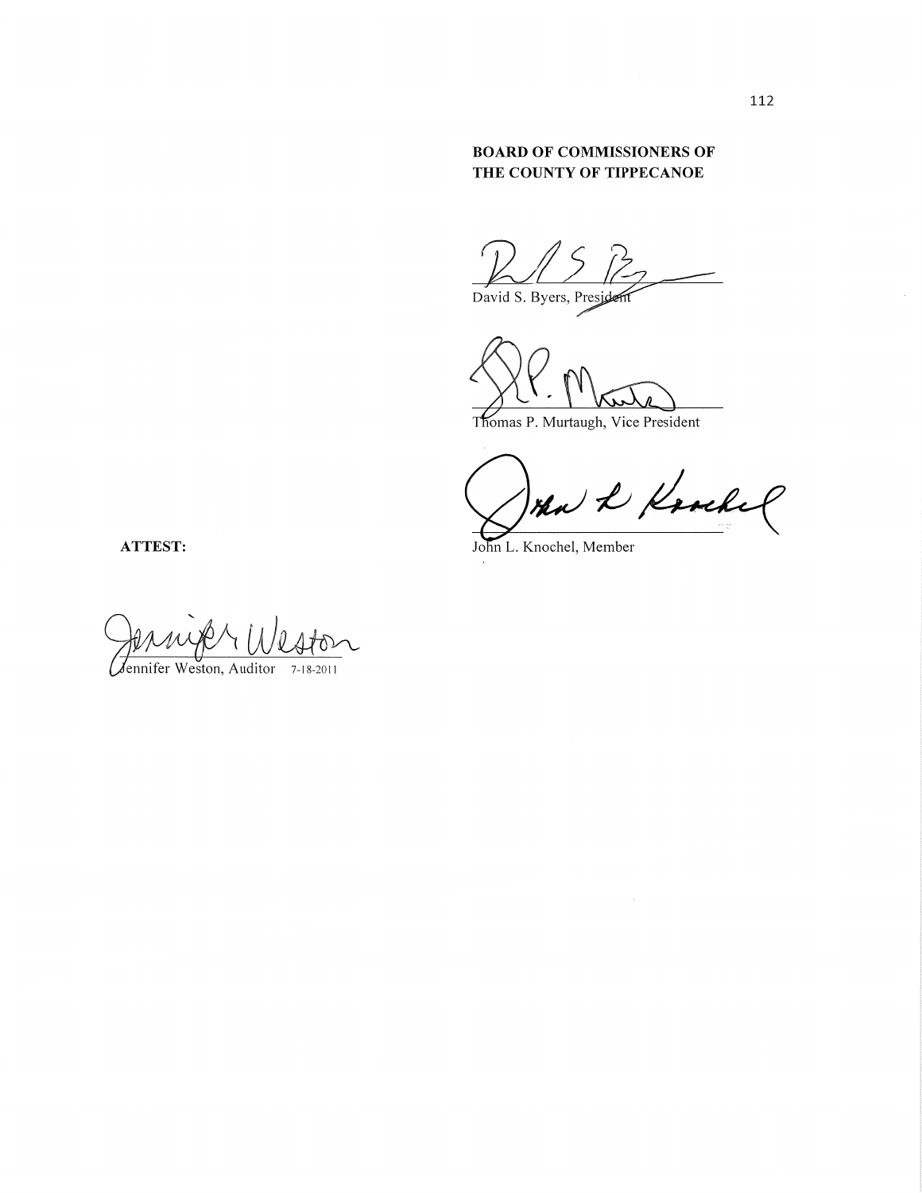**BOARD OF COMMISSIONERS OF THE COUNTY OF TIPPECANOE**

David S. Byers, President

Thomas P. Murtaugh, Vice President

John L. Knochel, Member

**ATTEST:**

Jennifer Weston, Auditor 7-18-2011